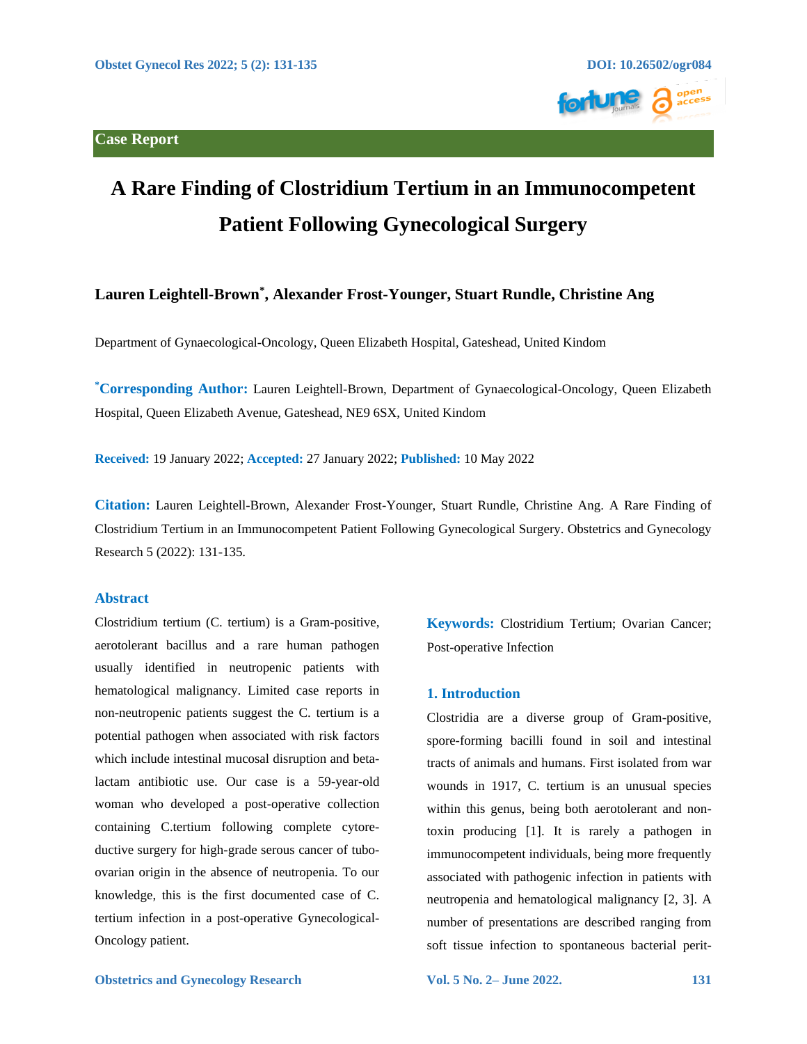Case Report

# A Rare Finding of Clostridium Tertium in an Immunocompetent Patient Following Gynecological Surgery

**Lauren Leightell-Brown*, Alexander Frost-Younger, Stuart Rundle, Christine Ang**

Department of Gynaecological-Oncology, Queen Elizabeth Hospital, Gateshead, United Kindom

***Corresponding Author:** Lauren Leightell-Brown, Department of Gynaecological-Oncology, Queen Elizabeth Hospital, Queen Elizabeth Avenue, Gateshead, NE9 6SX, United Kindom

**Received:** 19 January 2022; **Accepted:** 27 January 2022; **Published:** 10 May 2022

**Citation:** Lauren Leightell-Brown, Alexander Frost-Younger, Stuart Rundle, Christine Ang. A Rare Finding of Clostridium Tertium in an Immunocompetent Patient Following Gynecological Surgery. Obstetrics and Gynecology Research 5 (2022): 131-135.

## Abstract

Clostridium tertium (C. tertium) is a Gram-positive, aerotolerant bacillus and a rare human pathogen usually identified in neutropenic patients with hematological malignancy. Limited case reports in non-neutropenic patients suggest the C. tertium is a potential pathogen when associated with risk factors which include intestinal mucosal disruption and beta-lactam antibiotic use. Our case is a 59-year-old woman who developed a post-operative collection containing C.tertium following complete cytoreductive surgery for high-grade serous cancer of tubo-ovarian origin in the absence of neutropenia. To our knowledge, this is the first documented case of C. tertium infection in a post-operative Gynecological-Oncology patient.

**Keywords:** Clostridium Tertium; Ovarian Cancer; Post-operative Infection

## 1. Introduction

Clostridia are a diverse group of Gram-positive, spore-forming bacilli found in soil and intestinal tracts of animals and humans. First isolated from war wounds in 1917, C. tertium is an unusual species within this genus, being both aerotolerant and non-toxin producing [1]. It is rarely a pathogen in immunocompetent individuals, being more frequently associated with pathogenic infection in patients with neutropenia and hematological malignancy [2, 3]. A number of presentations are described ranging from soft tissue infection to spontaneous bacterial perit-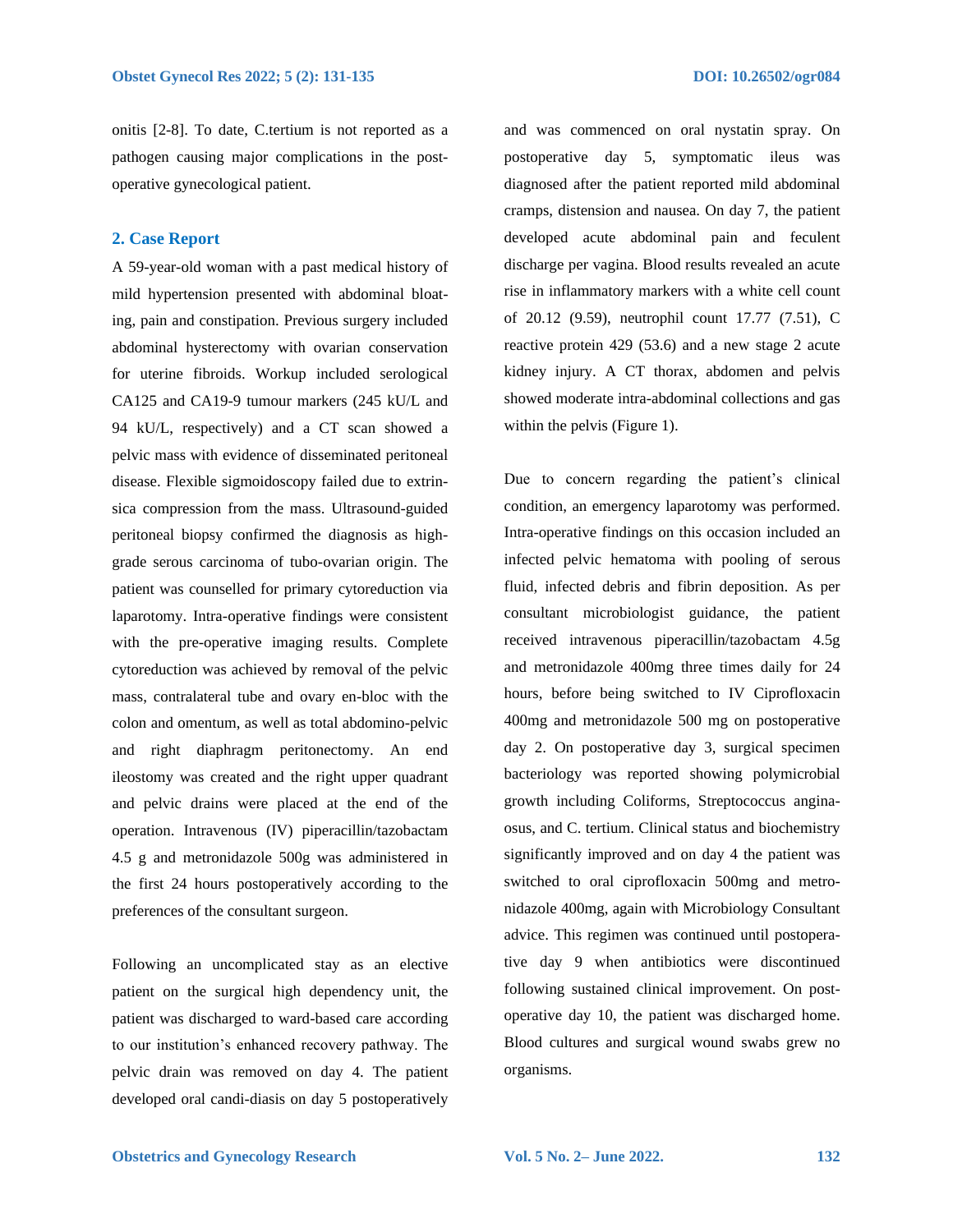onitis [2-8]. To date, C.tertium is not reported as a pathogen causing major complications in the post-operative gynecological patient.

## 2. Case Report

A 59-year-old woman with a past medical history of mild hypertension presented with abdominal bloating, pain and constipation. Previous surgery included abdominal hysterectomy with ovarian conservation for uterine fibroids. Workup included serological CA125 and CA19-9 tumour markers (245 kU/L and 94 kU/L, respectively) and a CT scan showed a pelvic mass with evidence of disseminated peritoneal disease. Flexible sigmoidoscopy failed due to extrinsica compression from the mass. Ultrasound-guided peritoneal biopsy confirmed the diagnosis as high-grade serous carcinoma of tubo-ovarian origin. The patient was counselled for primary cytoreduction via laparotomy. Intra-operative findings were consistent with the pre-operative imaging results. Complete cytoreduction was achieved by removal of the pelvic mass, contralateral tube and ovary en-bloc with the colon and omentum, as well as total abdomino-pelvic and right diaphragm peritonectomy. An end ileostomy was created and the right upper quadrant and pelvic drains were placed at the end of the operation. Intravenous (IV) piperacillin/tazobactam 4.5 g and metronidazole 500g was administered in the first 24 hours postoperatively according to the preferences of the consultant surgeon.

Following an uncomplicated stay as an elective patient on the surgical high dependency unit, the patient was discharged to ward-based care according to our institution's enhanced recovery pathway. The pelvic drain was removed on day 4. The patient developed oral candi-diasis on day 5 postoperatively and was commenced on oral nystatin spray. On postoperative day 5, symptomatic ileus was diagnosed after the patient reported mild abdominal cramps, distension and nausea. On day 7, the patient developed acute abdominal pain and feculent discharge per vagina. Blood results revealed an acute rise in inflammatory markers with a white cell count of 20.12 (9.59), neutrophil count 17.77 (7.51), C reactive protein 429 (53.6) and a new stage 2 acute kidney injury. A CT thorax, abdomen and pelvis showed moderate intra-abdominal collections and gas within the pelvis (Figure 1).

Due to concern regarding the patient's clinical condition, an emergency laparotomy was performed. Intra-operative findings on this occasion included an infected pelvic hematoma with pooling of serous fluid, infected debris and fibrin deposition. As per consultant microbiologist guidance, the patient received intravenous piperacillin/tazobactam 4.5g and metronidazole 400mg three times daily for 24 hours, before being switched to IV Ciprofloxacin 400mg and metronidazole 500 mg on postoperative day 2. On postoperative day 3, surgical specimen bacteriology was reported showing polymicrobial growth including Coliforms, Streptococcus anginaosus, and C. tertium. Clinical status and biochemistry significantly improved and on day 4 the patient was switched to oral ciprofloxacin 500mg and metronidazole 400mg, again with Microbiology Consultant advice. This regimen was continued until postoperative day 9 when antibiotics were discontinued following sustained clinical improvement. On postoperative day 10, the patient was discharged home. Blood cultures and surgical wound swabs grew no organisms.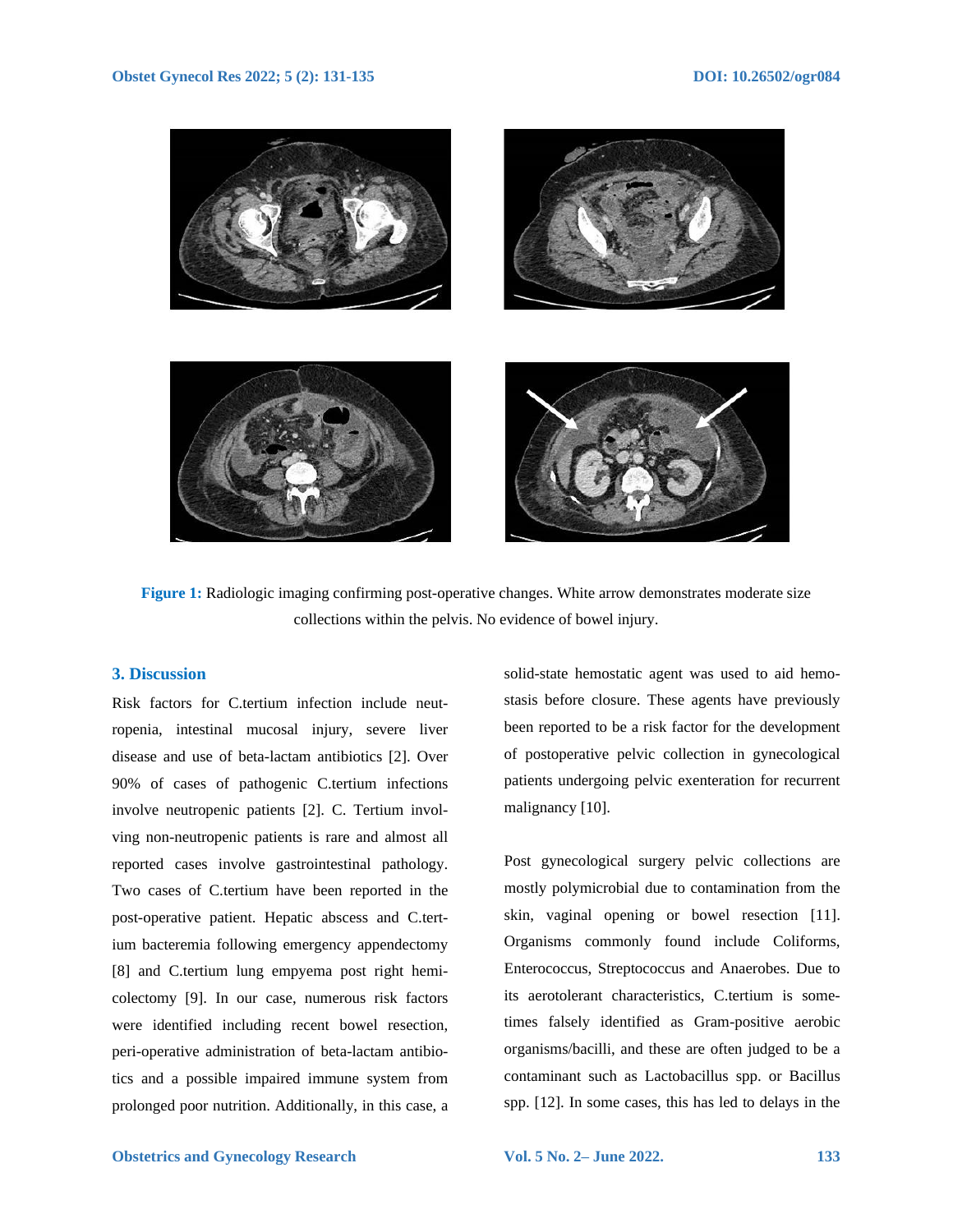Figure 1: Radiologic imaging confirming post-operative changes. White arrow demonstrates moderate size collections within the pelvis. No evidence of bowel injury.

## 3. Discussion

Risk factors for C.tertium infection include neutropenia, intestinal mucosal injury, severe liver disease and use of beta-lactam antibiotics [2]. Over 90% of cases of pathogenic C.tertium infections involve neutropenic patients [2]. C. Tertium involving non-neutropenic patients is rare and almost all reported cases involve gastrointestinal pathology. Two cases of C.tertium have been reported in the post-operative patient. Hepatic abscess and C.tertium bacteremia following emergency appendectomy [8] and C.tertium lung empyema post right hemicolectomy [9]. In our case, numerous risk factors were identified including recent bowel resection, peri-operative administration of beta-lactam antibiotics and a possible impaired immune system from prolonged poor nutrition. Additionally, in this case, a solid-state hemostatic agent was used to aid hemostasis before closure. These agents have previously been reported to be a risk factor for the development of postoperative pelvic collection in gynecological patients undergoing pelvic exenteration for recurrent malignancy [10].

Post gynecological surgery pelvic collections are mostly polymicrobial due to contamination from the skin, vaginal opening or bowel resection [11]. Organisms commonly found include Coliforms, Enterococcus, Streptococcus and Anaerobes. Due to its aerotolerant characteristics, C.tertium is sometimes falsely identified as Gram-positive aerobic organisms/bacilli, and these are often judged to be a contaminant such as Lactobacillus spp. or Bacillus spp. [12]. In some cases, this has led to delays in the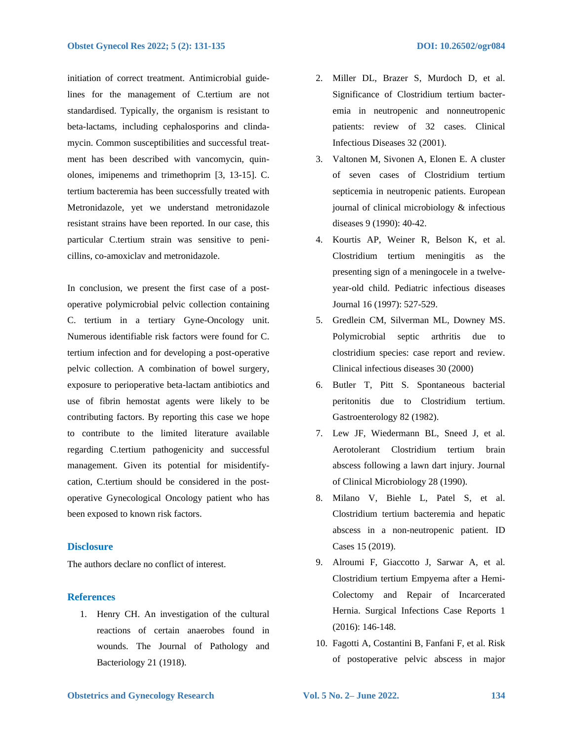initiation of correct treatment. Antimicrobial guidelines for the management of C.tertium are not standardised. Typically, the organism is resistant to beta-lactams, including cephalosporins and clindamycin. Common susceptibilities and successful treatment has been described with vancomycin, quinolones, imipenems and trimethoprim [3, 13-15]. C. tertium bacteremia has been successfully treated with Metronidazole, yet we understand metronidazole resistant strains have been reported. In our case, this particular C.tertium strain was sensitive to penicillins, co-amoxiclav and metronidazole.

In conclusion, we present the first case of a post-operative polymicrobial pelvic collection containing C. tertium in a tertiary Gyne-Oncology unit. Numerous identifiable risk factors were found for C. tertium infection and for developing a post-operative pelvic collection. A combination of bowel surgery, exposure to perioperative beta-lactam antibiotics and use of fibrin hemostat agents were likely to be contributing factors. By reporting this case we hope to contribute to the limited literature available regarding C.tertium pathogenicity and successful management. Given its potential for misidentifycation, C.tertium should be considered in the post-operative Gynecological Oncology patient who has been exposed to known risk factors.

## Disclosure

The authors declare no conflict of interest.

## References

1. Henry CH. An investigation of the cultural reactions of certain anaerobes found in wounds. The Journal of Pathology and Bacteriology 21 (1918).
2. Miller DL, Brazer S, Murdoch D, et al. Significance of Clostridium tertium bacteremia in neutropenic and nonneutropenic patients: review of 32 cases. Clinical Infectious Diseases 32 (2001).
3. Valtonen M, Sivonen A, Elonen E. A cluster of seven cases of Clostridium tertium septicemia in neutropenic patients. European journal of clinical microbiology & infectious diseases 9 (1990): 40-42.
4. Kourtis AP, Weiner R, Belson K, et al. Clostridium tertium meningitis as the presenting sign of a meningocele in a twelve-year-old child. Pediatric infectious diseases Journal 16 (1997): 527-529.
5. Gredlein CM, Silverman ML, Downey MS. Polymicrobial septic arthritis due to clostridium species: case report and review. Clinical infectious diseases 30 (2000)
6. Butler T, Pitt S. Spontaneous bacterial peritonitis due to Clostridium tertium. Gastroenterology 82 (1982).
7. Lew JF, Wiedermann BL, Sneed J, et al. Aerotolerant Clostridium tertium brain abscess following a lawn dart injury. Journal of Clinical Microbiology 28 (1990).
8. Milano V, Biehle L, Patel S, et al. Clostridium tertium bacteremia and hepatic abscess in a non-neutropenic patient. ID Cases 15 (2019).
9. Alroumi F, Giaccotto J, Sarwar A, et al. Clostridium tertium Empyema after a Hemi-Colectomy and Repair of Incarcerated Hernia. Surgical Infections Case Reports 1 (2016): 146-148.
10. Fagotti A, Costantini B, Fanfani F, et al. Risk of postoperative pelvic abscess in major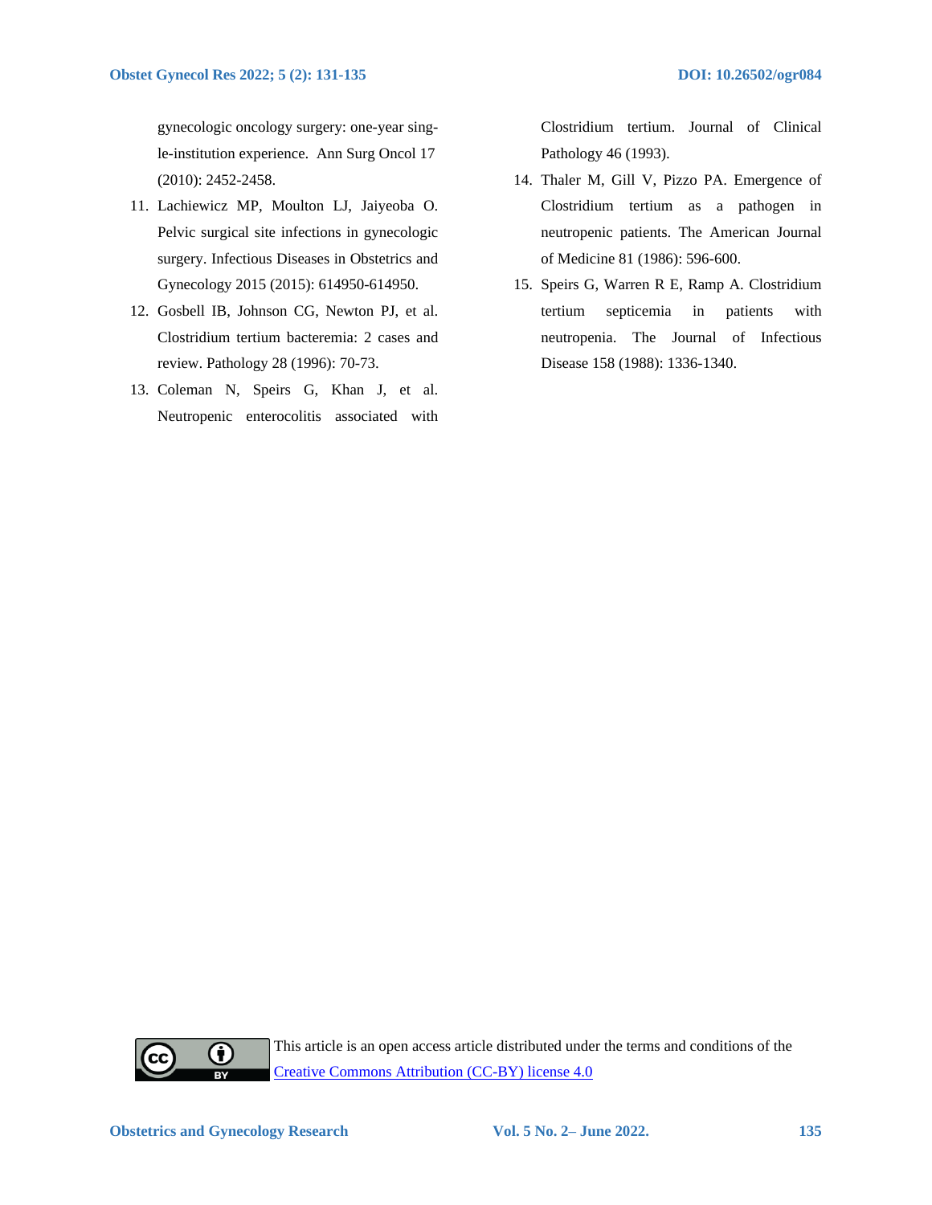gynecologic oncology surgery: one-year single-institution experience. Ann Surg Oncol 17 (2010): 2452-2458.

11. Lachiewicz MP, Moulton LJ, Jaiyeoba O. Pelvic surgical site infections in gynecologic surgery. Infectious Diseases in Obstetrics and Gynecology 2015 (2015): 614950-614950.
12. Gosbell IB, Johnson CG, Newton PJ, et al. Clostridium tertium bacteremia: 2 cases and review. Pathology 28 (1996): 70-73.
13. Coleman N, Speirs G, Khan J, et al. Neutropenic enterocolitis associated with Clostridium tertium. Journal of Clinical Pathology 46 (1993).
14. Thaler M, Gill V, Pizzo PA. Emergence of Clostridium tertium as a pathogen in neutropenic patients. The American Journal of Medicine 81 (1986): 596-600.
15. Speirs G, Warren R E, Ramp A. Clostridium tertium septicemia in patients with neutropenia. The Journal of Infectious Disease 158 (1988): 1336-1340.

This article is an open access article distributed under the terms and conditions of the [Creative Commons Attribution (CC-BY) license 4.0](https://creativecommons.org/licenses/by/4.0/)